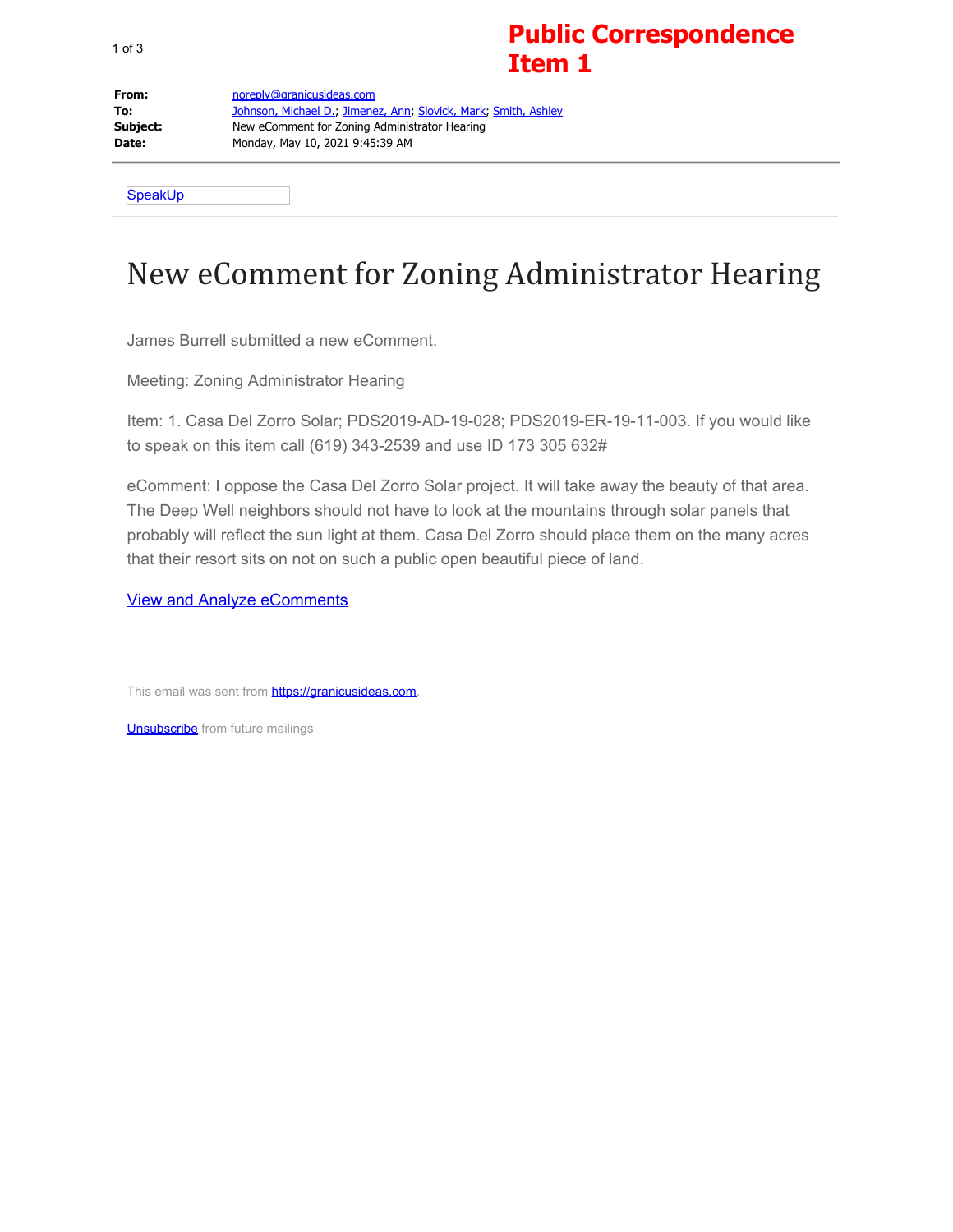# Public Correspondence Item 1

**From:** noreply@granicusideas.com
**To:** Johnson, Michael D.; Jimenez, Ann; Slovick, Mark; Smith, Ashley
**Subject:** New eComment for Zoning Administrator Hearing
**Date:** Monday, May 10, 2021 9:45:39 AM

---

SpeakUp

## New eComment for Zoning Administrator Hearing

James Burrell submitted a new eComment.

Meeting: Zoning Administrator Hearing

Item: 1. Casa Del Zorro Solar; PDS2019-AD-19-028; PDS2019-ER-19-11-003. If you would like to speak on this item call (619) 343-2539 and use ID 173 305 632#

eComment: I oppose the Casa Del Zorro Solar project. It will take away the beauty of that area. The Deep Well neighbors should not have to look at the mountains through solar panels that probably will reflect the sun light at them. Casa Del Zorro should place them on the many acres that their resort sits on not on such a public open beautiful piece of land.

View and Analyze eComments

This email was sent from https://granicusideas.com.

Unsubscribe from future mailings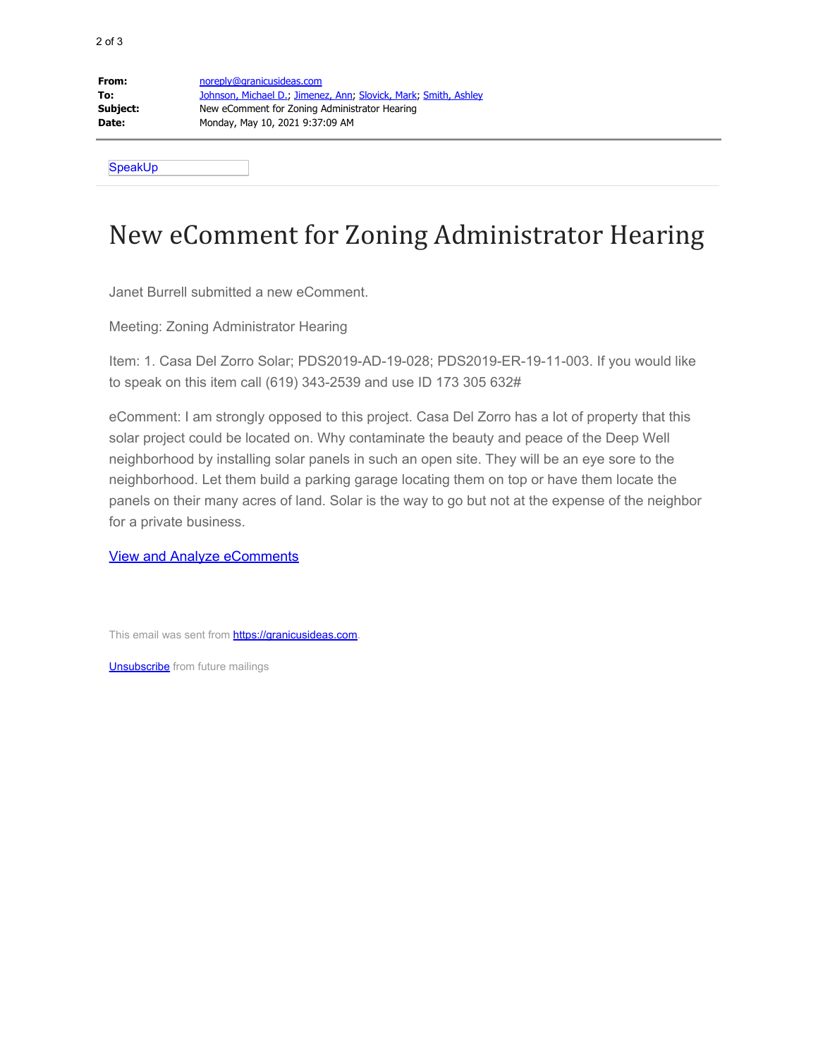| | |
|---|---|
| **From:** | noreply@granicusideas.com |
| **To:** | Johnson, Michael D.; Jimenez, Ann; Slovick, Mark; Smith, Ashley |
| **Subject:** | New eComment for Zoning Administrator Hearing |
| **Date:** | Monday, May 10, 2021 9:37:09 AM |

SpeakUp

# New eComment for Zoning Administrator Hearing

Janet Burrell submitted a new eComment.

Meeting: Zoning Administrator Hearing

Item: 1. Casa Del Zorro Solar; PDS2019-AD-19-028; PDS2019-ER-19-11-003. If you would like to speak on this item call (619) 343-2539 and use ID 173 305 632#

eComment: I am strongly opposed to this project. Casa Del Zorro has a lot of property that this solar project could be located on. Why contaminate the beauty and peace of the Deep Well neighborhood by installing solar panels in such an open site. They will be an eye sore to the neighborhood. Let them build a parking garage locating them on top or have them locate the panels on their many acres of land. Solar is the way to go but not at the expense of the neighbor for a private business.

View and Analyze eComments

This email was sent from https://granicusideas.com.

Unsubscribe from future mailings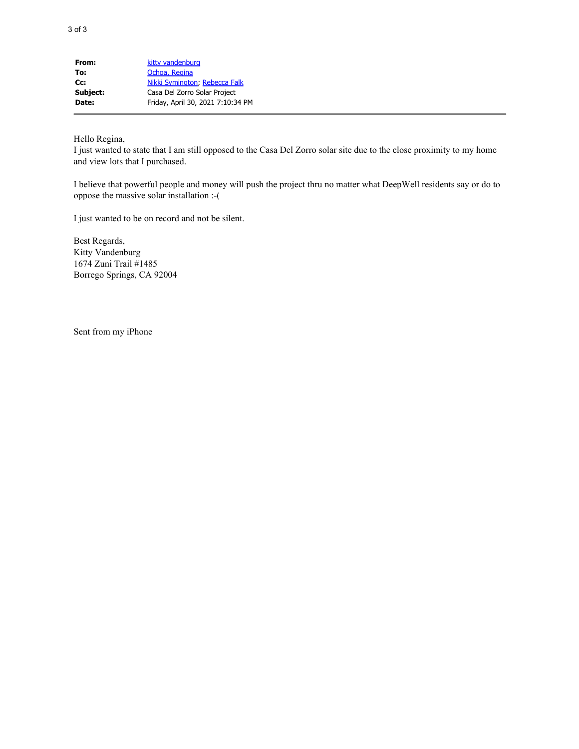| | |
|---|---|
| **From:** | kitty vandenburg |
| **To:** | Ochoa, Regina |
| **Cc:** | Nikki Symington; Rebecca Falk |
| **Subject:** | Casa Del Zorro Solar Project |
| **Date:** | Friday, April 30, 2021 7:10:34 PM |

Hello Regina,
I just wanted to state that I am still opposed to the Casa Del Zorro solar site due to the close proximity to my home and view lots that I purchased.

I believe that powerful people and money will push the project thru no matter what DeepWell residents say or do to oppose the massive solar installation :-(

I just wanted to be on record and not be silent.

Best Regards,
Kitty Vandenburg
1674 Zuni Trail #1485
Borrego Springs, CA 92004

Sent from my iPhone